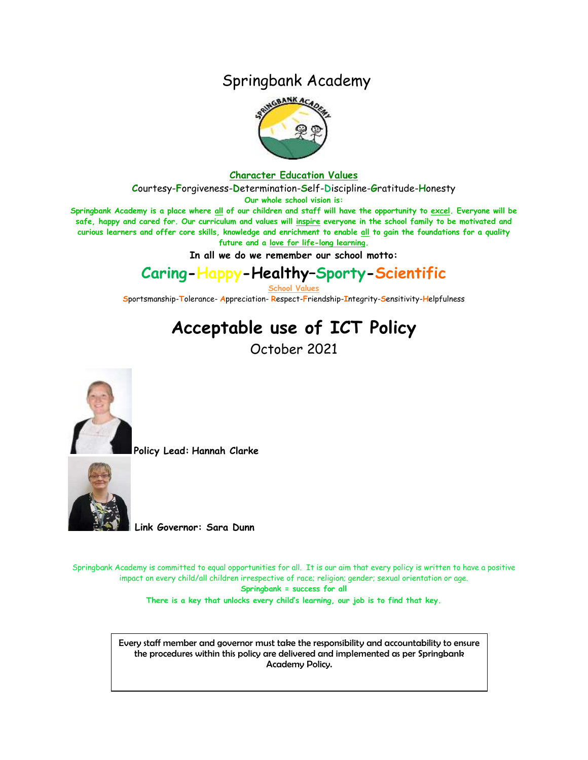# Springbank Academy

**Character Education Values**

Courtesy-Forgiveness-Determination-Self-Discipline-Gratitude-Honesty

**Our whole school vision is:**

**Springbank Academy is a place where all of our children and staff will have the opportunity to excel. Everyone will be safe, happy and cared for. Our curriculum and values will inspire everyone in the school family to be motivated and curious learners and offer core skills, knowledge and enrichment to enable all to gain the foundations for a quality future and a love for life-long learning.**

**In all we do we remember our school motto:**

## Caring-Happy-Healthy–Sporty-Scientific

**School Values**

Sportsmanship-Tolerance- Appreciation- Respect-Friendship-Integrity-Sensitivity-Helpfulness

# Acceptable use of ICT Policy

October 2021

**Policy Lead: Hannah Clarke**

**Link Governor: Sara Dunn**

Springbank Academy is committed to equal opportunities for all. It is our aim that every policy is written to have a positive impact on every child/all children irrespective of race; religion; gender; sexual orientation or age.

**Springbank = success for all**

**There is a key that unlocks every child's learning, our job is to find that key.**

Every staff member and governor must take the responsibility and accountability to ensure the procedures within this policy are delivered and implemented as per Springbank Academy Policy.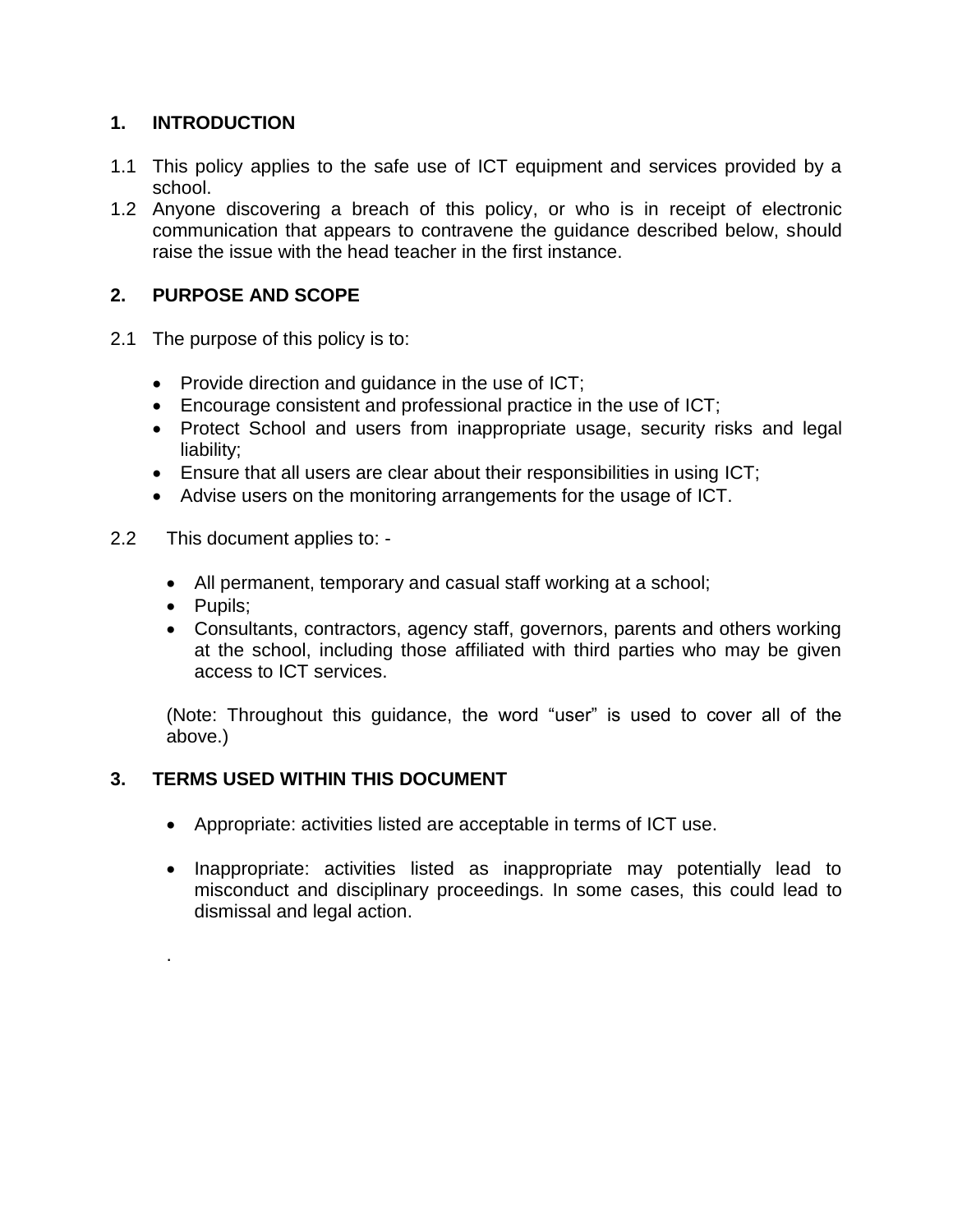## 1. INTRODUCTION

1.1 This policy applies to the safe use of ICT equipment and services provided by a school.

1.2 Anyone discovering a breach of this policy, or who is in receipt of electronic communication that appears to contravene the guidance described below, should raise the issue with the head teacher in the first instance.

## 2. PURPOSE AND SCOPE

2.1 The purpose of this policy is to:

- Provide direction and guidance in the use of ICT;
- Encourage consistent and professional practice in the use of ICT;
- Protect School and users from inappropriate usage, security risks and legal liability;
- Ensure that all users are clear about their responsibilities in using ICT;
- Advise users on the monitoring arrangements for the usage of ICT.

2.2 This document applies to: -

- All permanent, temporary and casual staff working at a school;
- Pupils;
- Consultants, contractors, agency staff, governors, parents and others working at the school, including those affiliated with third parties who may be given access to ICT services.

(Note: Throughout this guidance, the word “user” is used to cover all of the above.)

## 3. TERMS USED WITHIN THIS DOCUMENT

- Appropriate: activities listed are acceptable in terms of ICT use.
- Inappropriate: activities listed as inappropriate may potentially lead to misconduct and disciplinary proceedings. In some cases, this could lead to dismissal and legal action.

.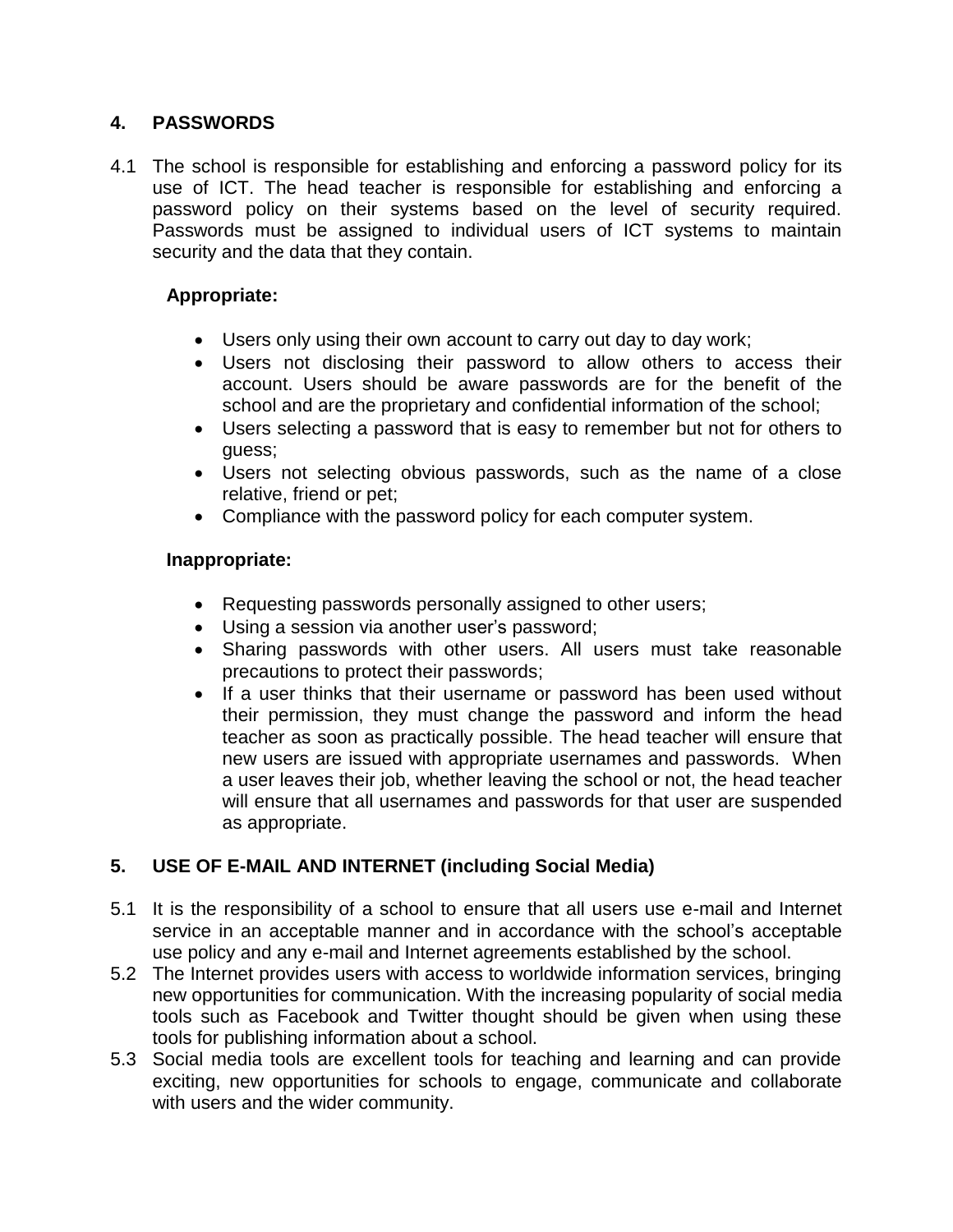## 4. PASSWORDS

4.1 The school is responsible for establishing and enforcing a password policy for its use of ICT. The head teacher is responsible for establishing and enforcing a password policy on their systems based on the level of security required. Passwords must be assigned to individual users of ICT systems to maintain security and the data that they contain.

**Appropriate:**

- Users only using their own account to carry out day to day work;
- Users not disclosing their password to allow others to access their account. Users should be aware passwords are for the benefit of the school and are the proprietary and confidential information of the school;
- Users selecting a password that is easy to remember but not for others to guess;
- Users not selecting obvious passwords, such as the name of a close relative, friend or pet;
- Compliance with the password policy for each computer system.

**Inappropriate:**

- Requesting passwords personally assigned to other users;
- Using a session via another user's password;
- Sharing passwords with other users. All users must take reasonable precautions to protect their passwords;
- If a user thinks that their username or password has been used without their permission, they must change the password and inform the head teacher as soon as practically possible. The head teacher will ensure that new users are issued with appropriate usernames and passwords. When a user leaves their job, whether leaving the school or not, the head teacher will ensure that all usernames and passwords for that user are suspended as appropriate.

## 5. USE OF E-MAIL AND INTERNET (including Social Media)

5.1 It is the responsibility of a school to ensure that all users use e-mail and Internet service in an acceptable manner and in accordance with the school's acceptable use policy and any e-mail and Internet agreements established by the school.

5.2 The Internet provides users with access to worldwide information services, bringing new opportunities for communication. With the increasing popularity of social media tools such as Facebook and Twitter thought should be given when using these tools for publishing information about a school.

5.3 Social media tools are excellent tools for teaching and learning and can provide exciting, new opportunities for schools to engage, communicate and collaborate with users and the wider community.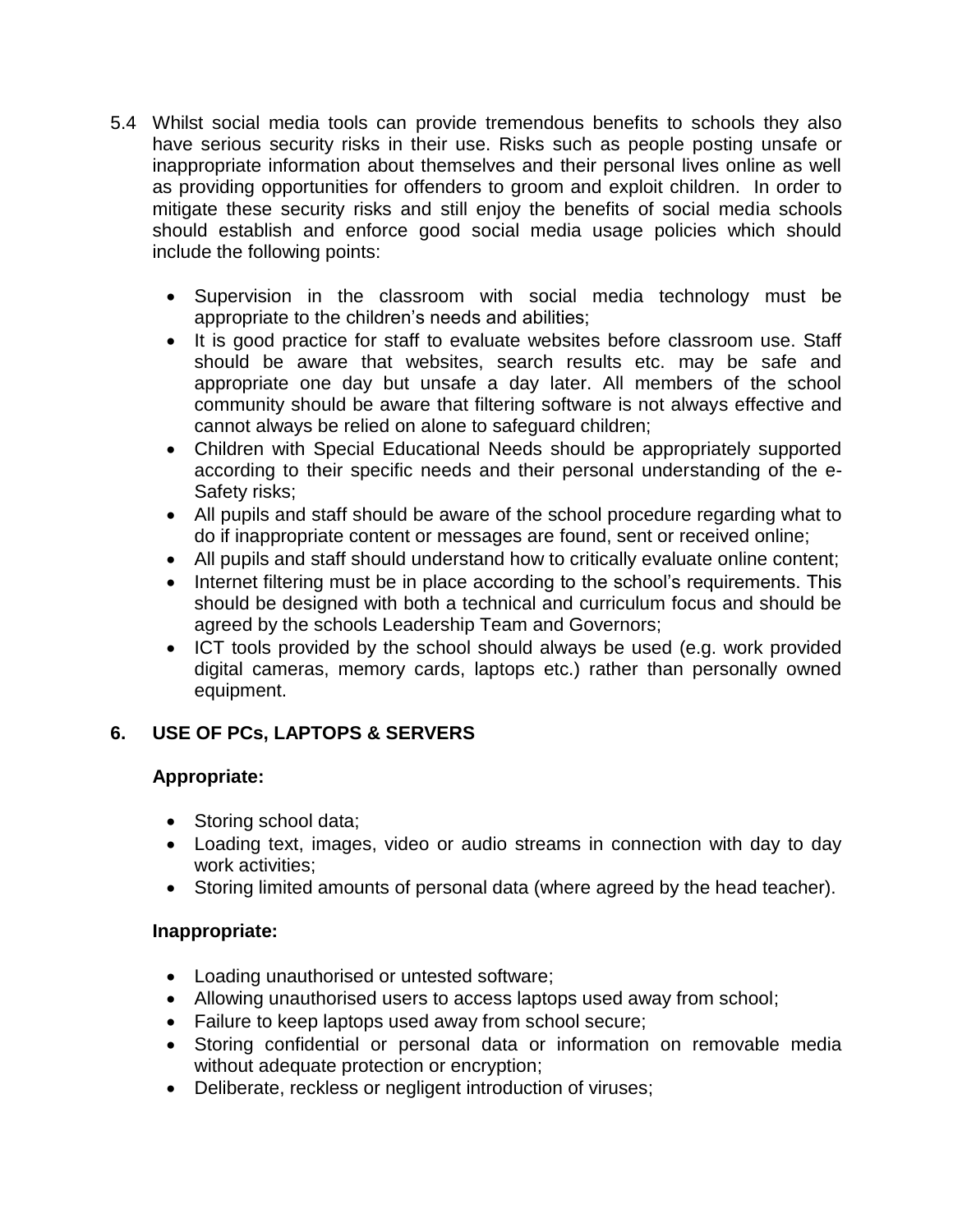5.4 Whilst social media tools can provide tremendous benefits to schools they also have serious security risks in their use. Risks such as people posting unsafe or inappropriate information about themselves and their personal lives online as well as providing opportunities for offenders to groom and exploit children. In order to mitigate these security risks and still enjoy the benefits of social media schools should establish and enforce good social media usage policies which should include the following points:

- Supervision in the classroom with social media technology must be appropriate to the children's needs and abilities;
- It is good practice for staff to evaluate websites before classroom use. Staff should be aware that websites, search results etc. may be safe and appropriate one day but unsafe a day later. All members of the school community should be aware that filtering software is not always effective and cannot always be relied on alone to safeguard children;
- Children with Special Educational Needs should be appropriately supported according to their specific needs and their personal understanding of the e-Safety risks;
- All pupils and staff should be aware of the school procedure regarding what to do if inappropriate content or messages are found, sent or received online;
- All pupils and staff should understand how to critically evaluate online content;
- Internet filtering must be in place according to the school's requirements. This should be designed with both a technical and curriculum focus and should be agreed by the schools Leadership Team and Governors;
- ICT tools provided by the school should always be used (e.g. work provided digital cameras, memory cards, laptops etc.) rather than personally owned equipment.

## 6. USE OF PCs, LAPTOPS & SERVERS

**Appropriate:**

- Storing school data;
- Loading text, images, video or audio streams in connection with day to day work activities;
- Storing limited amounts of personal data (where agreed by the head teacher).

**Inappropriate:**

- Loading unauthorised or untested software;
- Allowing unauthorised users to access laptops used away from school;
- Failure to keep laptops used away from school secure;
- Storing confidential or personal data or information on removable media without adequate protection or encryption;
- Deliberate, reckless or negligent introduction of viruses;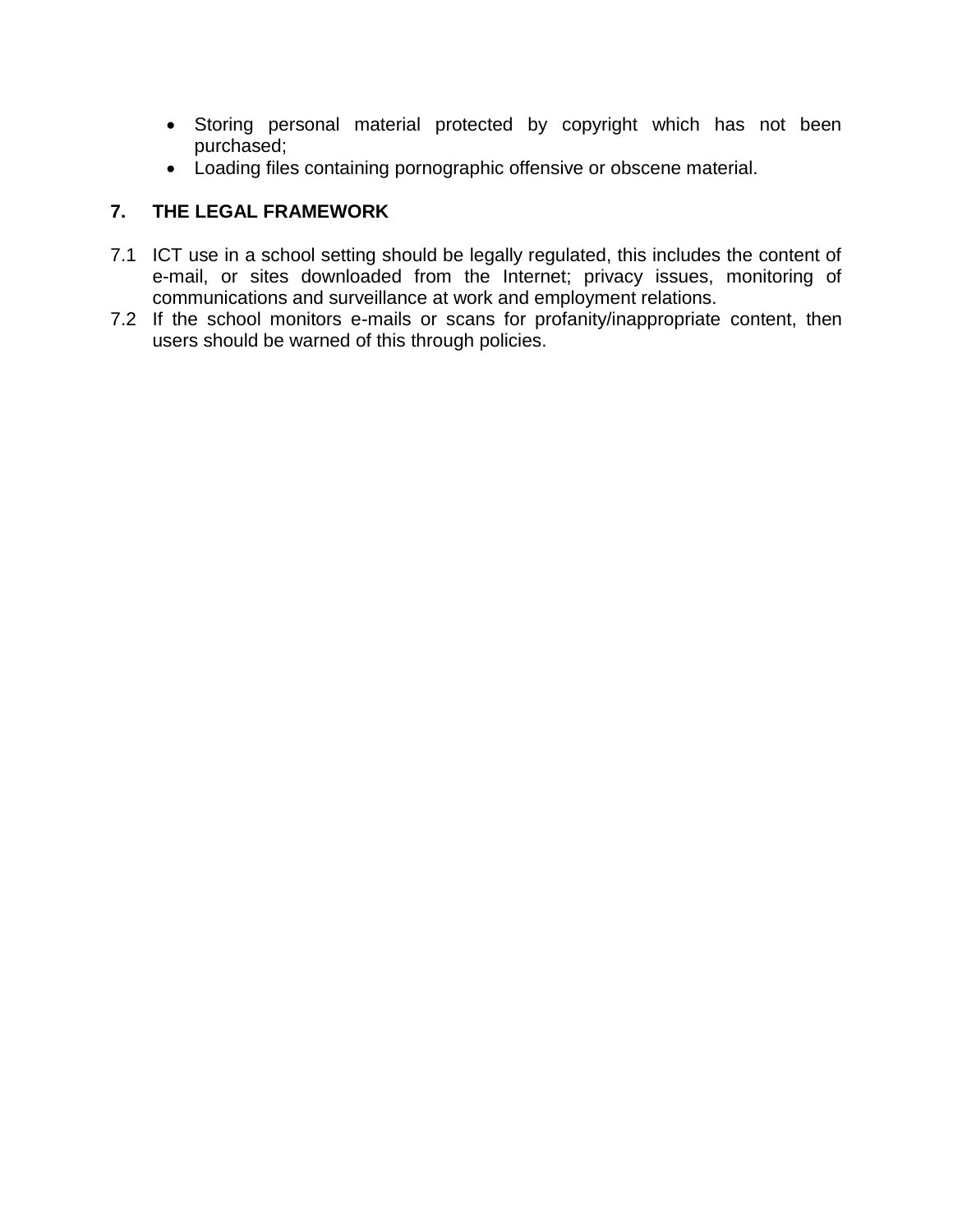- Storing personal material protected by copyright which has not been purchased;
- Loading files containing pornographic offensive or obscene material.

## 7. THE LEGAL FRAMEWORK

7.1 ICT use in a school setting should be legally regulated, this includes the content of e-mail, or sites downloaded from the Internet; privacy issues, monitoring of communications and surveillance at work and employment relations.

7.2 If the school monitors e-mails or scans for profanity/inappropriate content, then users should be warned of this through policies.